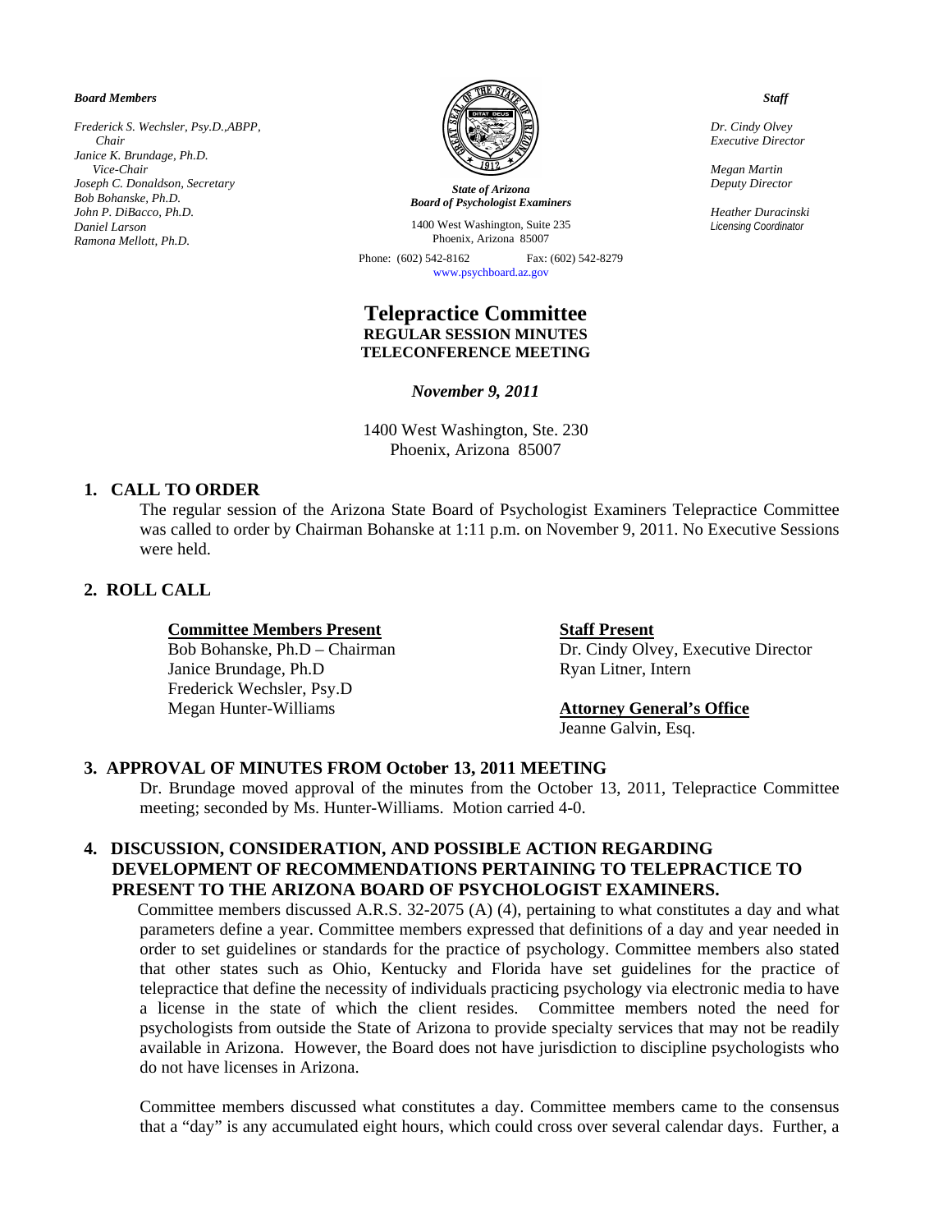***Board Members***

*Frederick S. Wechsler, Psy.D.,ABPP,*
*Chair*
*Janice K. Brundage, Ph.D.*
*Vice-Chair*
*Joseph C. Donaldson, Secretary*
*Bob Bohanske, Ph.D.*
*John P. DiBacco, Ph.D.*
*Daniel Larson*
*Ramona Mellott, Ph.D.*

***State of Arizona***
***Board of Psychologist Examiners***
1400 West Washington, Suite 235
Phoenix, Arizona 85007
Phone: (602) 542-8162 Fax: (602) 542-8279
www.psychboard.az.gov

***Staff***

*Dr. Cindy Olvey*
*Executive Director*

*Megan Martin*
*Deputy Director*

*Heather Duracinski*
*Licensing Coordinator*

# Telepractice Committee
## REGULAR SESSION MINUTES
## TELECONFERENCE MEETING

*November 9, 2011*

1400 West Washington, Ste. 230
Phoenix, Arizona 85007

## 1. CALL TO ORDER

The regular session of the Arizona State Board of Psychologist Examiners Telepractice Committee was called to order by Chairman Bohanske at 1:11 p.m. on November 9, 2011. No Executive Sessions were held.

## 2. ROLL CALL

**Committee Members Present**
Bob Bohanske, Ph.D – Chairman
Janice Brundage, Ph.D
Frederick Wechsler, Psy.D
Megan Hunter-Williams

**Staff Present**
Dr. Cindy Olvey, Executive Director
Ryan Litner, Intern

**Attorney General's Office**
Jeanne Galvin, Esq.

## 3. APPROVAL OF MINUTES FROM October 13, 2011 MEETING

Dr. Brundage moved approval of the minutes from the October 13, 2011, Telepractice Committee meeting; seconded by Ms. Hunter-Williams. Motion carried 4-0.

## 4. DISCUSSION, CONSIDERATION, AND POSSIBLE ACTION REGARDING DEVELOPMENT OF RECOMMENDATIONS PERTAINING TO TELEPRACTICE TO PRESENT TO THE ARIZONA BOARD OF PSYCHOLOGIST EXAMINERS.

Committee members discussed A.R.S. 32-2075 (A) (4), pertaining to what constitutes a day and what parameters define a year. Committee members expressed that definitions of a day and year needed in order to set guidelines or standards for the practice of psychology. Committee members also stated that other states such as Ohio, Kentucky and Florida have set guidelines for the practice of telepractice that define the necessity of individuals practicing psychology via electronic media to have a license in the state of which the client resides. Committee members noted the need for psychologists from outside the State of Arizona to provide specialty services that may not be readily available in Arizona. However, the Board does not have jurisdiction to discipline psychologists who do not have licenses in Arizona.

Committee members discussed what constitutes a day. Committee members came to the consensus that a "day" is any accumulated eight hours, which could cross over several calendar days. Further, a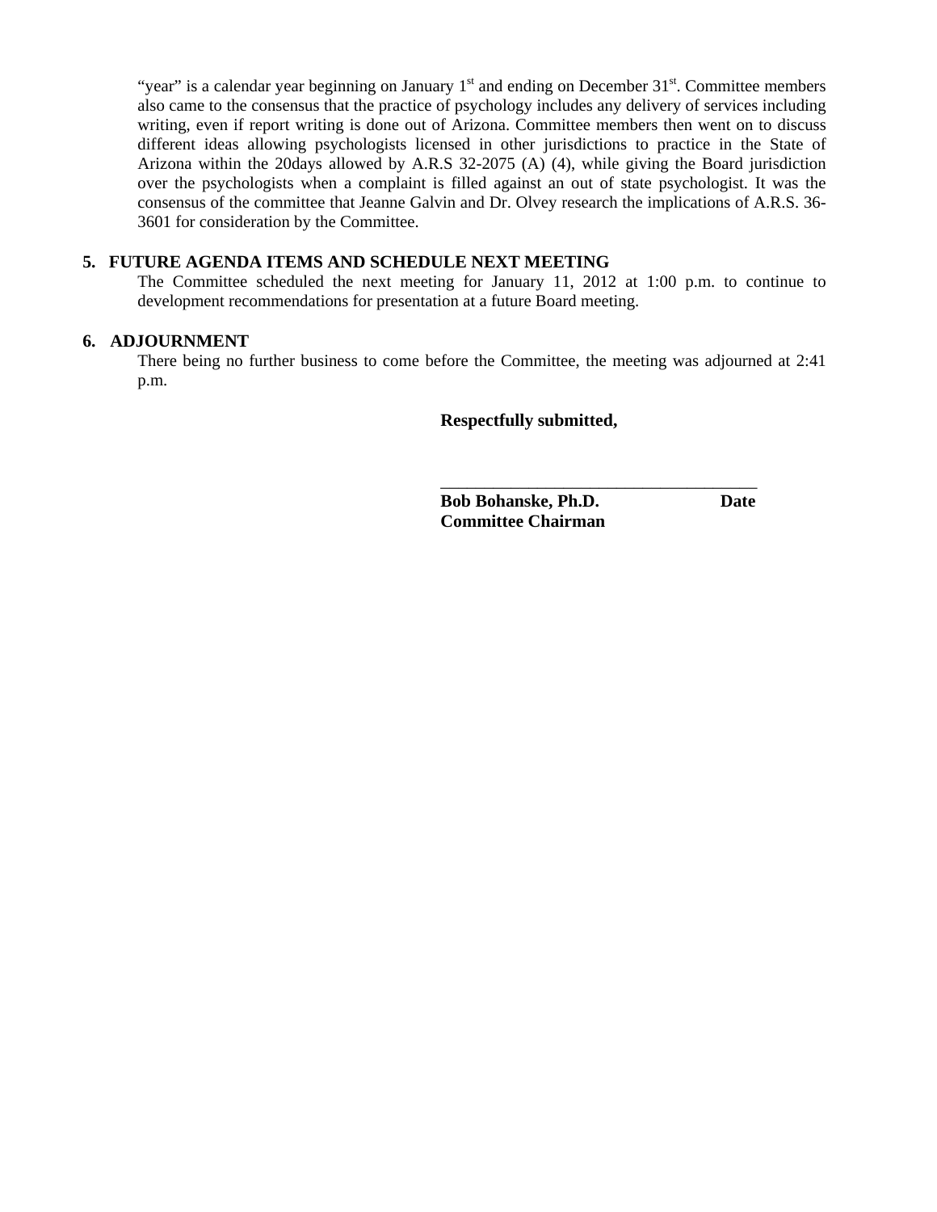"year" is a calendar year beginning on January 1st and ending on December 31st. Committee members also came to the consensus that the practice of psychology includes any delivery of services including writing, even if report writing is done out of Arizona. Committee members then went on to discuss different ideas allowing psychologists licensed in other jurisdictions to practice in the State of Arizona within the 20days allowed by A.R.S 32-2075 (A) (4), while giving the Board jurisdiction over the psychologists when a complaint is filled against an out of state psychologist. It was the consensus of the committee that Jeanne Galvin and Dr. Olvey research the implications of A.R.S. 36-3601 for consideration by the Committee.

**5. FUTURE AGENDA ITEMS AND SCHEDULE NEXT MEETING**

The Committee scheduled the next meeting for January 11, 2012 at 1:00 p.m. to continue to development recommendations for presentation at a future Board meeting.

**6. ADJOURNMENT**

There being no further business to come before the Committee, the meeting was adjourned at 2:41 p.m.

**Respectfully submitted,**

_____________________________________

**Bob Bohanske, Ph.D. Date**
**Committee Chairman**